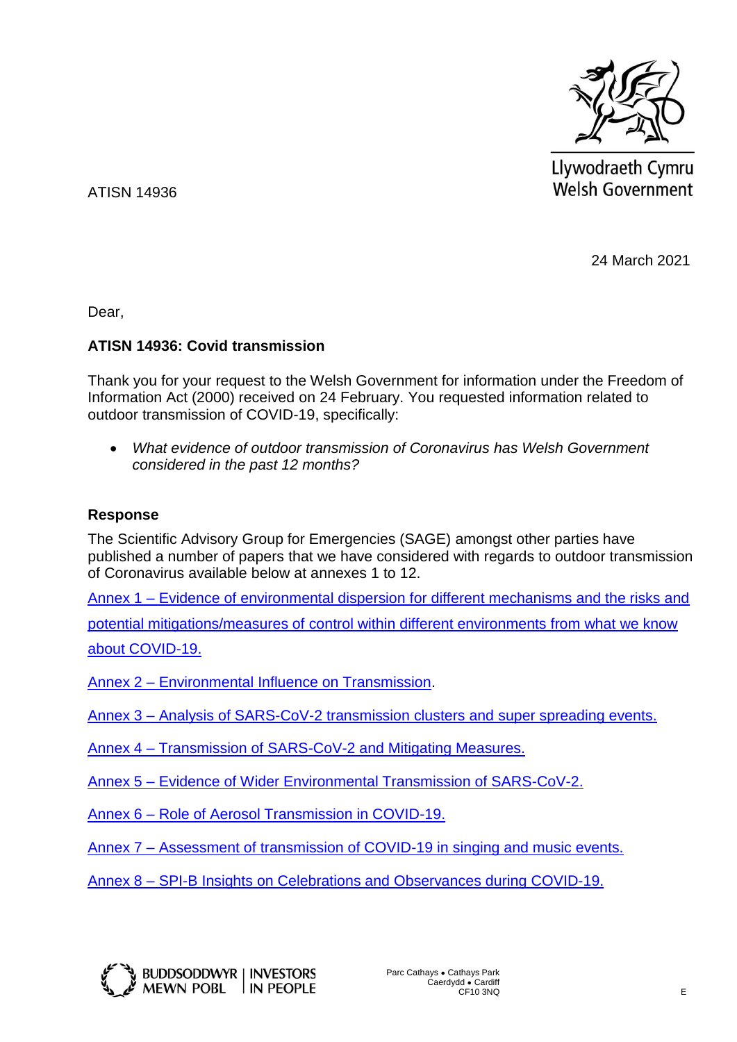Llywodraeth Cymru
Welsh Government

ATISN 14936

24 March 2021

Dear,

**ATISN 14936: Covid transmission**

Thank you for your request to the Welsh Government for information under the Freedom of Information Act (2000) received on 24 February. You requested information related to outdoor transmission of COVID-19, specifically:

- *What evidence of outdoor transmission of Coronavirus has Welsh Government considered in the past 12 months?*

**Response**

The Scientific Advisory Group for Emergencies (SAGE) amongst other parties have published a number of papers that we have considered with regards to outdoor transmission of Coronavirus available below at annexes 1 to 12.

Annex 1 – Evidence of environmental dispersion for different mechanisms and the risks and potential mitigations/measures of control within different environments from what we know about COVID-19.

Annex 2 – Environmental Influence on Transmission.

Annex 3 – Analysis of SARS-CoV-2 transmission clusters and super spreading events.

Annex 4 – Transmission of SARS-CoV-2 and Mitigating Measures.

Annex 5 – Evidence of Wider Environmental Transmission of SARS-CoV-2.

Annex 6 – Role of Aerosol Transmission in COVID-19.

Annex 7 – Assessment of transmission of COVID-19 in singing and music events.

Annex 8 – SPI-B Insights on Celebrations and Observances during COVID-19.

BUDDSODDWYR MEWN POBL | INVESTORS IN PEOPLE

Parc Cathays ● Cathays Park
Caerdydd ● Cardiff
CF10 3NQ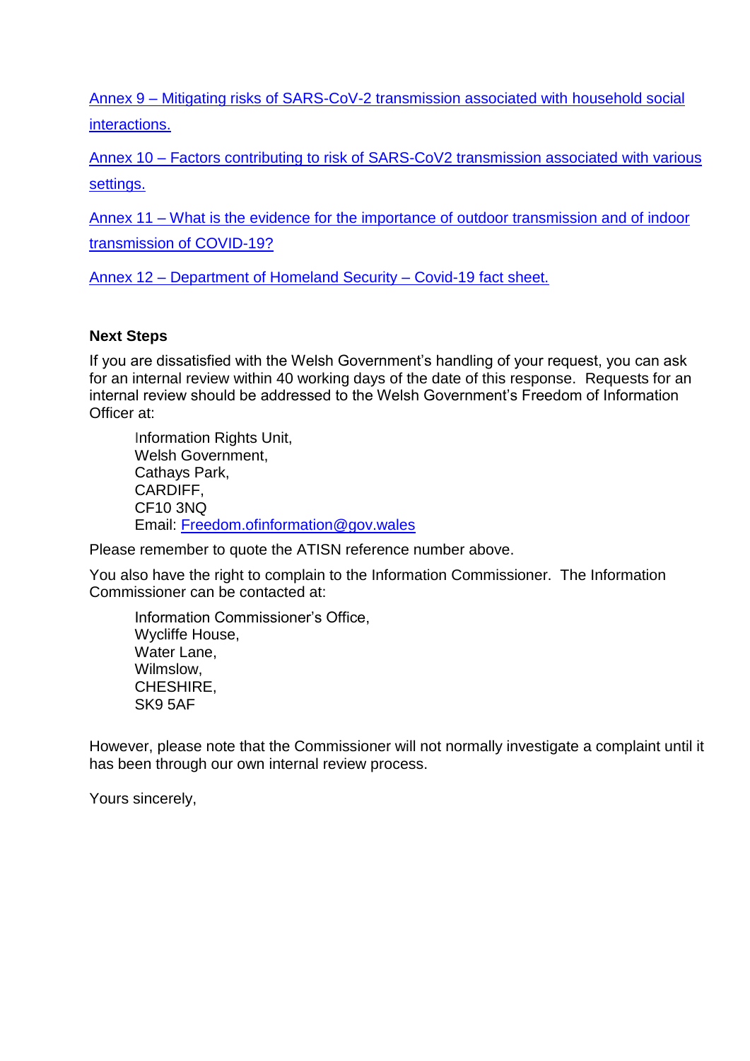[Annex 9 – Mitigating risks of SARS-CoV-2 transmission associated with household social interactions.]

[Annex 10 – Factors contributing to risk of SARS-CoV2 transmission associated with various settings.]

[Annex 11 – What is the evidence for the importance of outdoor transmission and of indoor transmission of COVID-19?]

[Annex 12 – Department of Homeland Security – Covid-19 fact sheet.]

**Next Steps**

If you are dissatisfied with the Welsh Government's handling of your request, you can ask for an internal review within 40 working days of the date of this response. Requests for an internal review should be addressed to the Welsh Government's Freedom of Information Officer at:

Information Rights Unit,
Welsh Government,
Cathays Park,
CARDIFF,
CF10 3NQ
Email: Freedom.ofinformation@gov.wales

Please remember to quote the ATISN reference number above.

You also have the right to complain to the Information Commissioner. The Information Commissioner can be contacted at:

Information Commissioner's Office,
Wycliffe House,
Water Lane,
Wilmslow,
CHESHIRE,
SK9 5AF

However, please note that the Commissioner will not normally investigate a complaint until it has been through our own internal review process.

Yours sincerely,